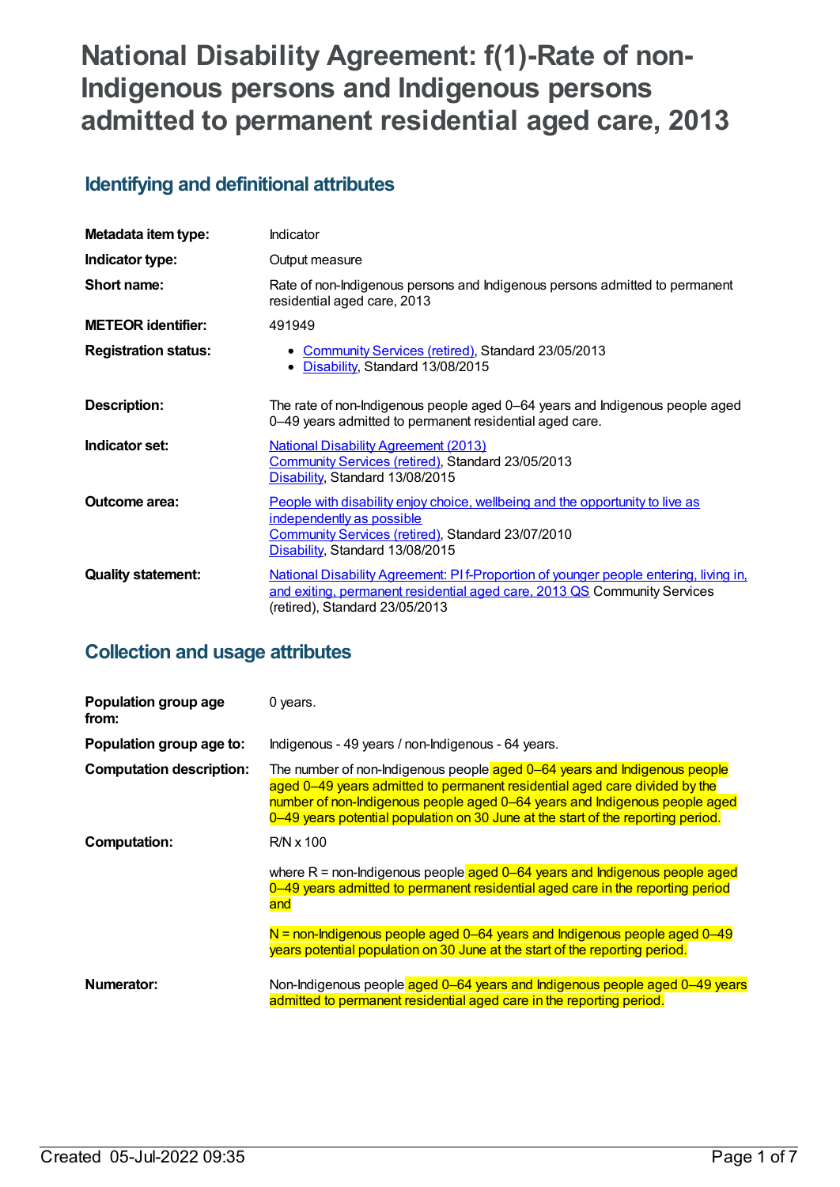# National Disability Agreement: f(1)-Rate of non-Indigenous persons and Indigenous persons admitted to permanent residential aged care, 2013

## Identifying and definitional attributes

| | |
|---|---|
| **Metadata item type:** | Indicator |
| **Indicator type:** | Output measure |
| **Short name:** | Rate of non-Indigenous persons and Indigenous persons admitted to permanent residential aged care, 2013 |
| **METEOR identifier:** | 491949 |
| **Registration status:** | • Community Services (retired), Standard 23/05/2013<br>• Disability, Standard 13/08/2015 |
| **Description:** | The rate of non-Indigenous people aged 0–64 years and Indigenous people aged 0–49 years admitted to permanent residential aged care. |
| **Indicator set:** | National Disability Agreement (2013)<br>Community Services (retired), Standard 23/05/2013<br>Disability, Standard 13/08/2015 |
| **Outcome area:** | People with disability enjoy choice, wellbeing and the opportunity to live as independently as possible<br>Community Services (retired), Standard 23/07/2010<br>Disability, Standard 13/08/2015 |
| **Quality statement:** | National Disability Agreement: PI f-Proportion of younger people entering, living in, and exiting, permanent residential aged care, 2013 QS Community Services (retired), Standard 23/05/2013 |

## Collection and usage attributes

| | |
|---|---|
| **Population group age from:** | 0 years. |
| **Population group age to:** | Indigenous - 49 years / non-Indigenous - 64 years. |
| **Computation description:** | The number of non-Indigenous people aged 0–64 years and Indigenous people aged 0–49 years admitted to permanent residential aged care divided by the number of non-Indigenous people aged 0–64 years and Indigenous people aged 0–49 years potential population on 30 June at the start of the reporting period. |
| **Computation:** | R/N x 100<br><br>where R = non-Indigenous people aged 0–64 years and Indigenous people aged 0–49 years admitted to permanent residential aged care in the reporting period and<br><br>N = non-Indigenous people aged 0–64 years and Indigenous people aged 0–49 years potential population on 30 June at the start of the reporting period. |
| **Numerator:** | Non-Indigenous people aged 0–64 years and Indigenous people aged 0–49 years admitted to permanent residential aged care in the reporting period. |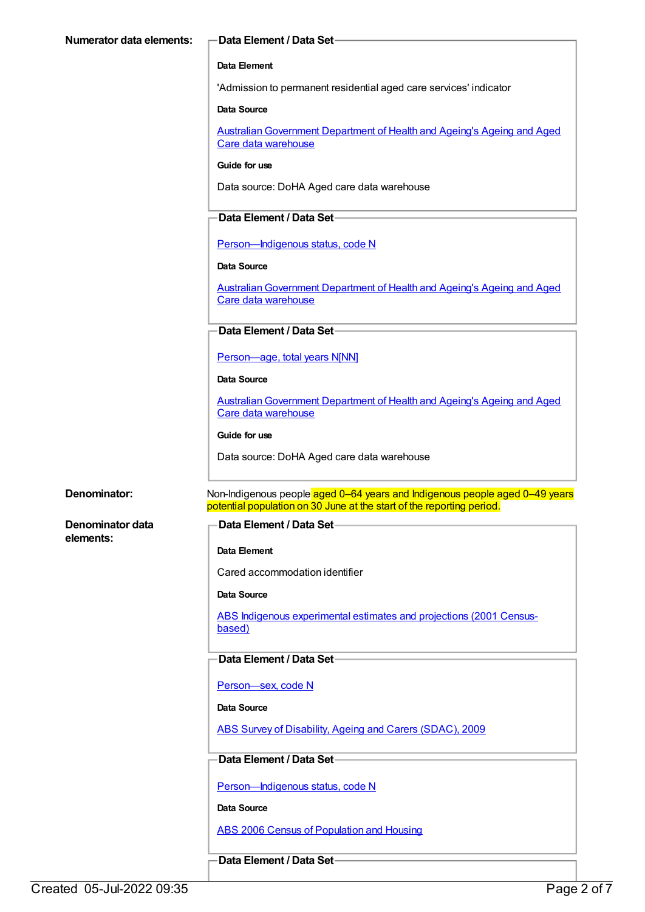**Numerator data elements:**

**Data Element / Data Set**

**Data Element**

'Admission to permanent residential aged care services' indicator

**Data Source**

Australian Government Department of Health and Ageing's Ageing and Aged Care data warehouse

**Guide for use**

Data source: DoHA Aged care data warehouse

**Data Element / Data Set**

Person—Indigenous status, code N

**Data Source**

Australian Government Department of Health and Ageing's Ageing and Aged Care data warehouse

**Data Element / Data Set**

Person—age, total years N[NN]

**Data Source**

Australian Government Department of Health and Ageing's Ageing and Aged Care data warehouse

**Guide for use**

Data source: DoHA Aged care data warehouse

**Denominator:**

Non-Indigenous people aged 0–64 years and Indigenous people aged 0–49 years potential population on 30 June at the start of the reporting period.

**Denominator data elements:**

**Data Element / Data Set**

**Data Element**

Cared accommodation identifier

**Data Source**

ABS Indigenous experimental estimates and projections (2001 Census-based)

**Data Element / Data Set**

Person—sex, code N

**Data Source**

ABS Survey of Disability, Ageing and Carers (SDAC), 2009

**Data Element / Data Set**

Person—Indigenous status, code N

**Data Source**

ABS 2006 Census of Population and Housing

**Data Element / Data Set**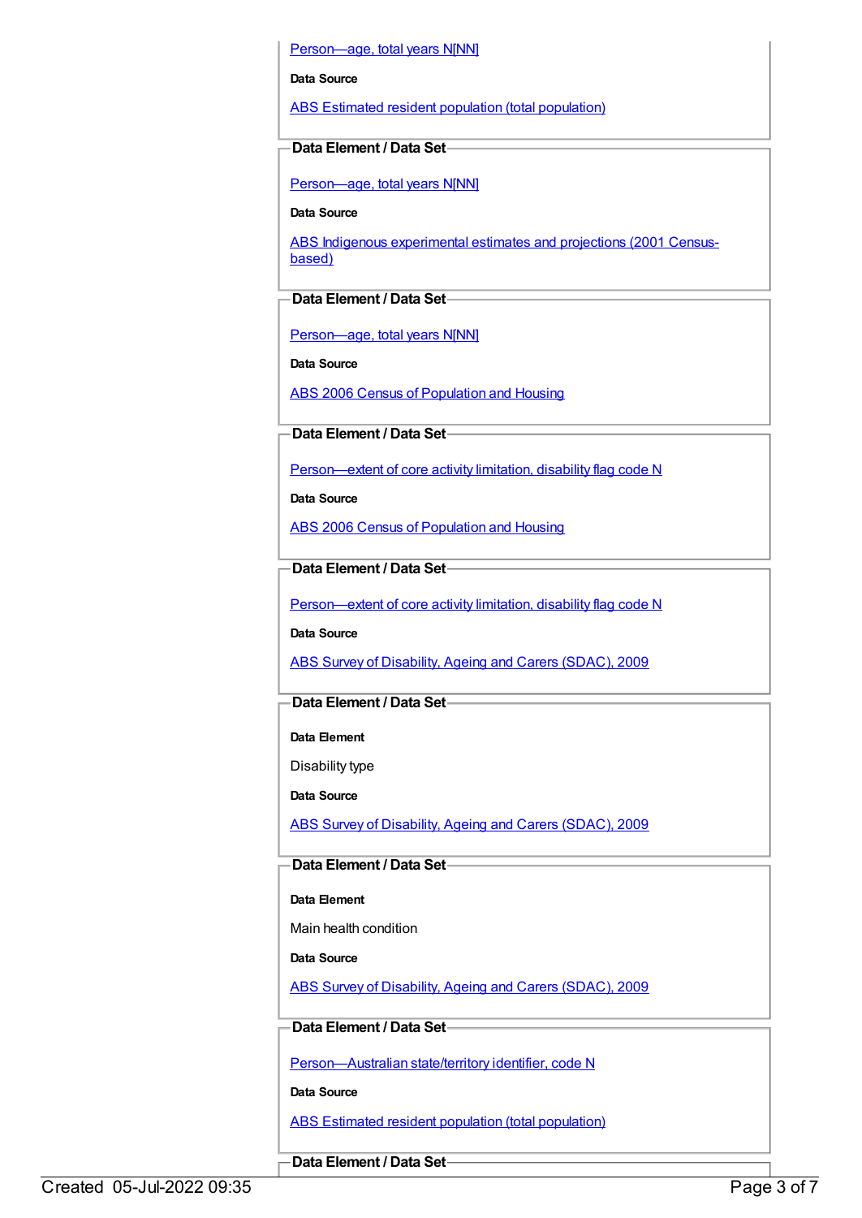Person—age, total years N[NN]

**Data Source**

ABS Estimated resident population (total population)

**Data Element / Data Set**

Person—age, total years N[NN]

**Data Source**

ABS Indigenous experimental estimates and projections (2001 Census-based)

**Data Element / Data Set**

Person—age, total years N[NN]

**Data Source**

ABS 2006 Census of Population and Housing

**Data Element / Data Set**

Person—extent of core activity limitation, disability flag code N

**Data Source**

ABS 2006 Census of Population and Housing

**Data Element / Data Set**

Person—extent of core activity limitation, disability flag code N

**Data Source**

ABS Survey of Disability, Ageing and Carers (SDAC), 2009

**Data Element / Data Set**

**Data Element**

Disability type

**Data Source**

ABS Survey of Disability, Ageing and Carers (SDAC), 2009

**Data Element / Data Set**

**Data Element**

Main health condition

**Data Source**

ABS Survey of Disability, Ageing and Carers (SDAC), 2009

**Data Element / Data Set**

Person—Australian state/territory identifier, code N

**Data Source**

ABS Estimated resident population (total population)

**Data Element / Data Set**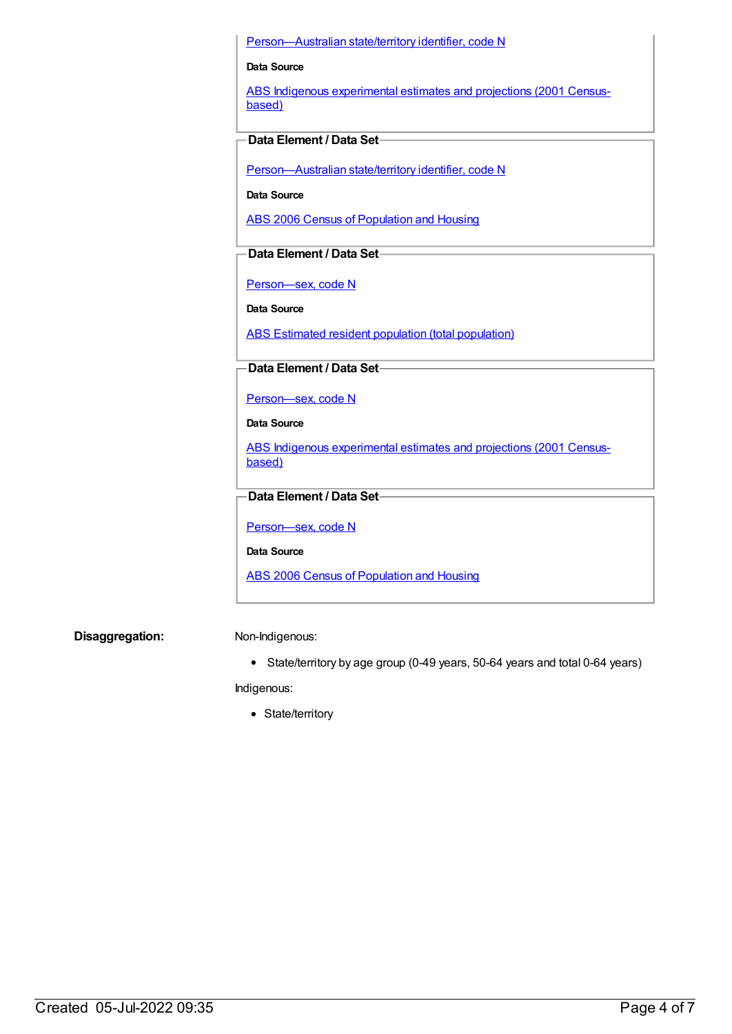Person—Australian state/territory identifier, code N

**Data Source**

ABS Indigenous experimental estimates and projections (2001 Census-based)

**Data Element / Data Set**

Person—Australian state/territory identifier, code N

**Data Source**

ABS 2006 Census of Population and Housing

**Data Element / Data Set**

Person—sex, code N

**Data Source**

ABS Estimated resident population (total population)

**Data Element / Data Set**

Person—sex, code N

**Data Source**

ABS Indigenous experimental estimates and projections (2001 Census-based)

**Data Element / Data Set**

Person—sex, code N

**Data Source**

ABS 2006 Census of Population and Housing

**Disaggregation:**

Non-Indigenous:

- State/territory by age group (0-49 years, 50-64 years and total 0-64 years)

Indigenous:

- State/territory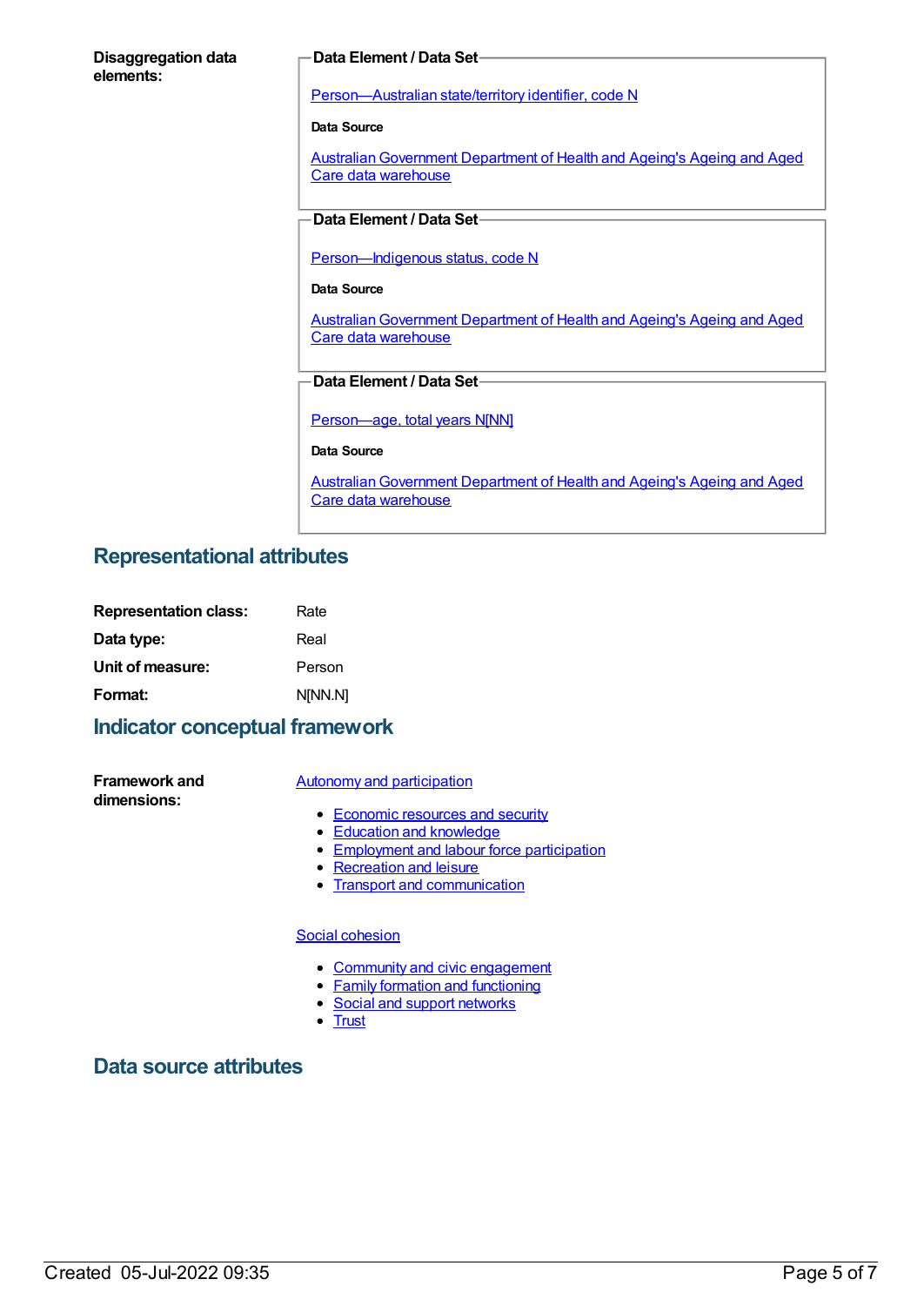**Disaggregation data elements:**

**Data Element / Data Set**

Person—Australian state/territory identifier, code N

**Data Source**

Australian Government Department of Health and Ageing's Ageing and Aged Care data warehouse

**Data Element / Data Set**

Person—Indigenous status, code N

**Data Source**

Australian Government Department of Health and Ageing's Ageing and Aged Care data warehouse

**Data Element / Data Set**

Person—age, total years N[NN]

**Data Source**

Australian Government Department of Health and Ageing's Ageing and Aged Care data warehouse

## Representational attributes

| | |
|---|---|
| **Representation class:** | Rate |
| **Data type:** | Real |
| **Unit of measure:** | Person |
| **Format:** | N[NN.N] |

## Indicator conceptual framework

**Framework and dimensions:**

Autonomy and participation

- Economic resources and security
- Education and knowledge
- Employment and labour force participation
- Recreation and leisure
- Transport and communication

Social cohesion

- Community and civic engagement
- Family formation and functioning
- Social and support networks
- Trust

## Data source attributes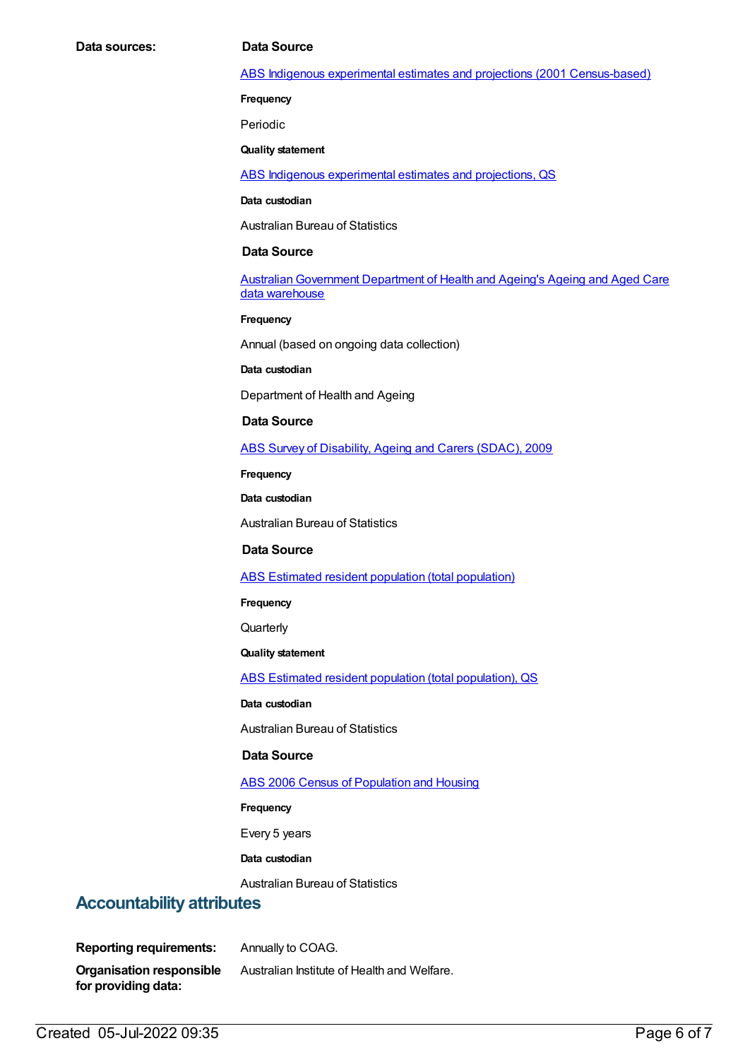**Data sources:**

**Data Source**

ABS Indigenous experimental estimates and projections (2001 Census-based)

**Frequency**

Periodic

**Quality statement**

ABS Indigenous experimental estimates and projections, QS

**Data custodian**

Australian Bureau of Statistics

**Data Source**

Australian Government Department of Health and Ageing's Ageing and Aged Care data warehouse

**Frequency**

Annual (based on ongoing data collection)

**Data custodian**

Department of Health and Ageing

**Data Source**

ABS Survey of Disability, Ageing and Carers (SDAC), 2009

**Frequency**

**Data custodian**

Australian Bureau of Statistics

**Data Source**

ABS Estimated resident population (total population)

**Frequency**

Quarterly

**Quality statement**

ABS Estimated resident population (total population), QS

**Data custodian**

Australian Bureau of Statistics

**Data Source**

ABS 2006 Census of Population and Housing

**Frequency**

Every 5 years

**Data custodian**

Australian Bureau of Statistics

## Accountability attributes

**Reporting requirements:** Annually to COAG.

**Organisation responsible for providing data:** Australian Institute of Health and Welfare.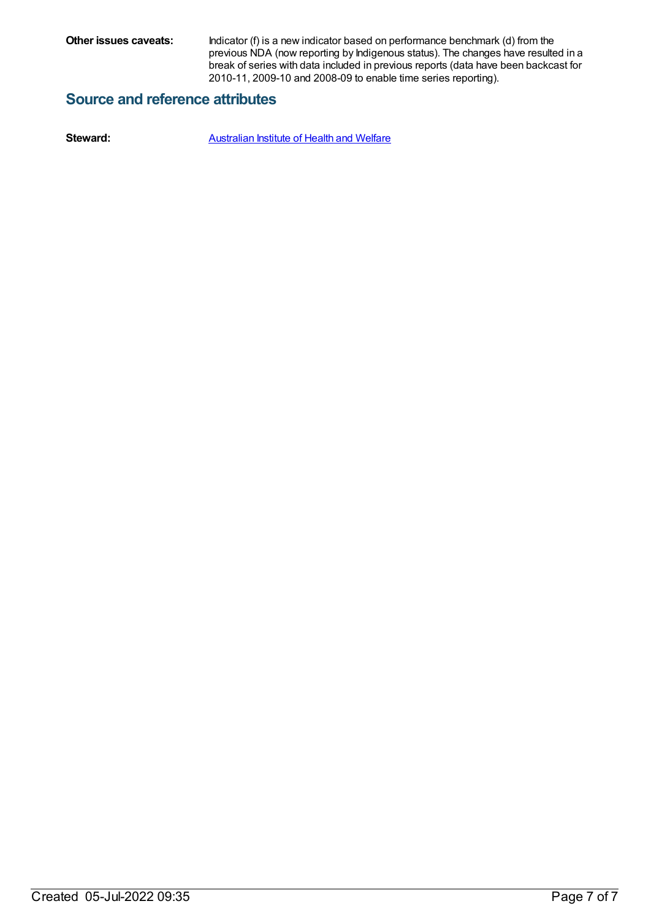**Other issues caveats:** Indicator (f) is a new indicator based on performance benchmark (d) from the previous NDA (now reporting by Indigenous status). The changes have resulted in a break of series with data included in previous reports (data have been backcast for 2010-11, 2009-10 and 2008-09 to enable time series reporting).

## Source and reference attributes

**Steward:** Australian Institute of Health and Welfare